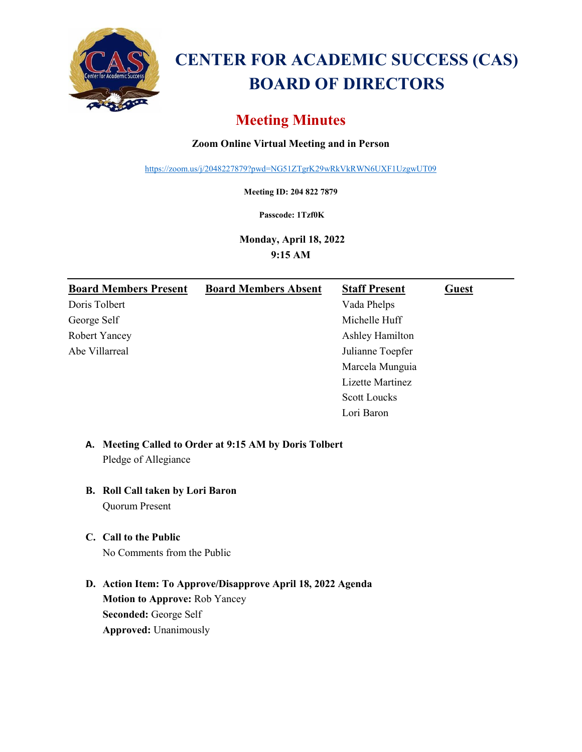# CENTER FOR ACADEMIC SUCCESS (CAS) BOARD OF DIRECTORS

## Meeting Minutes

**Zoom Online Virtual Meeting and in Person**

https://zoom.us/j/2048227879?pwd=NG51ZTgrK29wRkVkRWN6UXF1UzgwUT09

**Meeting ID: 204 822 7879**

**Passcode: 1Tzf0K**

**Monday, April 18, 2022**
**9:15 AM**

| Board Members Present | Board Members Absent | Staff Present | Guest |
|---|---|---|---|
| Doris Tolbert | | Vada Phelps | |
| George Self | | Michelle Huff | |
| Robert Yancey | | Ashley Hamilton | |
| Abe Villarreal | | Julianne Toepfer | |
| | | Marcela Munguia | |
| | | Lizette Martinez | |
| | | Scott Loucks | |
| | | Lori Baron | |

**A. Meeting Called to Order at 9:15 AM by Doris Tolbert**
Pledge of Allegiance

**B. Roll Call taken by Lori Baron**
Quorum Present

**C. Call to the Public**
No Comments from the Public

**D. Action Item: To Approve/Disapprove April 18, 2022 Agenda**
**Motion to Approve:** Rob Yancey
**Seconded:** George Self
**Approved:** Unanimously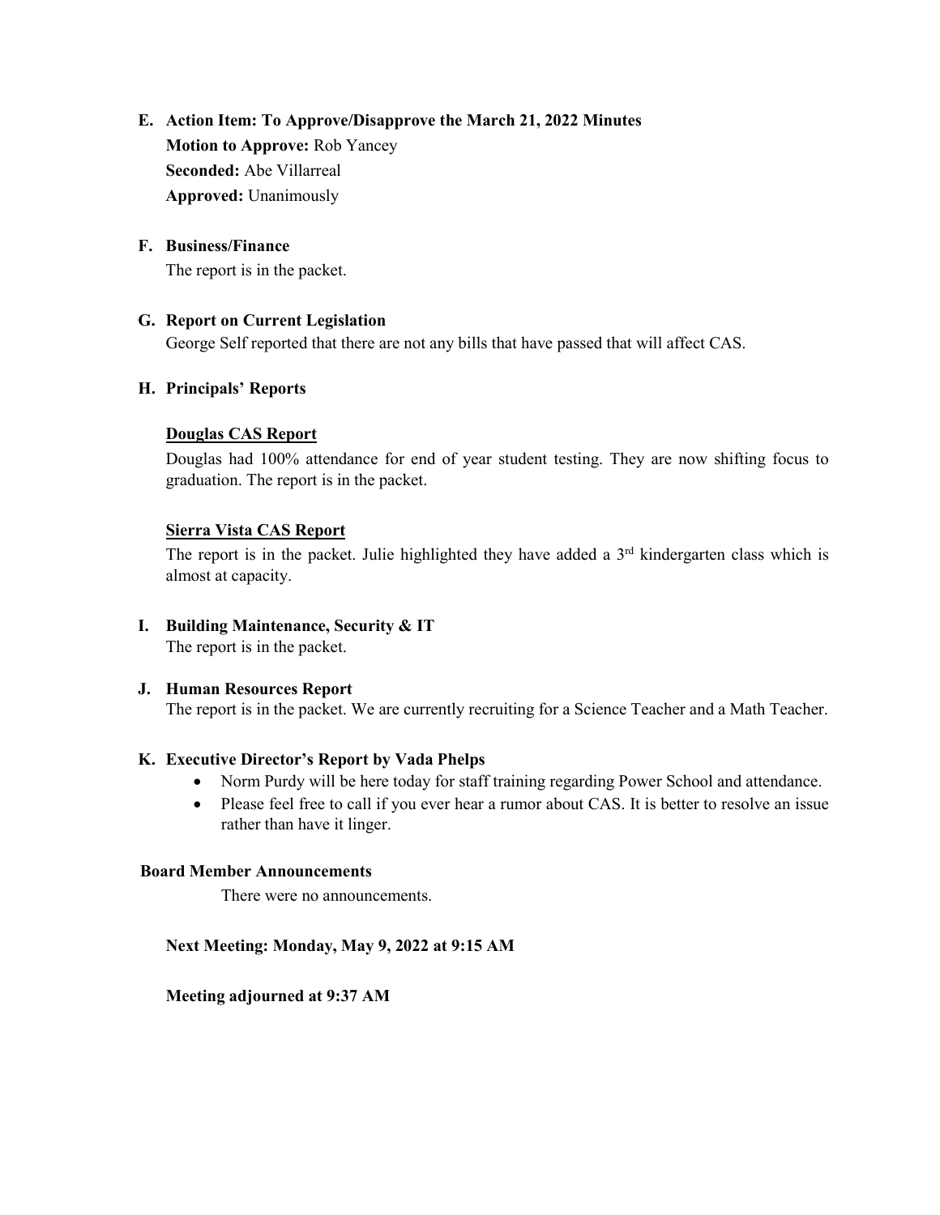**E. Action Item: To Approve/Disapprove the March 21, 2022 Minutes**

**Motion to Approve:** Rob Yancey

**Seconded:** Abe Villarreal

**Approved:** Unanimously

**F. Business/Finance**

The report is in the packet.

**G. Report on Current Legislation**

George Self reported that there are not any bills that have passed that will affect CAS.

**H. Principals' Reports**

**Douglas CAS Report**

Douglas had 100% attendance for end of year student testing. They are now shifting focus to graduation. The report is in the packet.

**Sierra Vista CAS Report**

The report is in the packet. Julie highlighted they have added a 3rd kindergarten class which is almost at capacity.

**I. Building Maintenance, Security & IT**

The report is in the packet.

**J. Human Resources Report**

The report is in the packet. We are currently recruiting for a Science Teacher and a Math Teacher.

**K. Executive Director's Report by Vada Phelps**

- Norm Purdy will be here today for staff training regarding Power School and attendance.
- Please feel free to call if you ever hear a rumor about CAS. It is better to resolve an issue rather than have it linger.

**Board Member Announcements**

There were no announcements.

**Next Meeting: Monday, May 9, 2022 at 9:15 AM**

**Meeting adjourned at 9:37 AM**